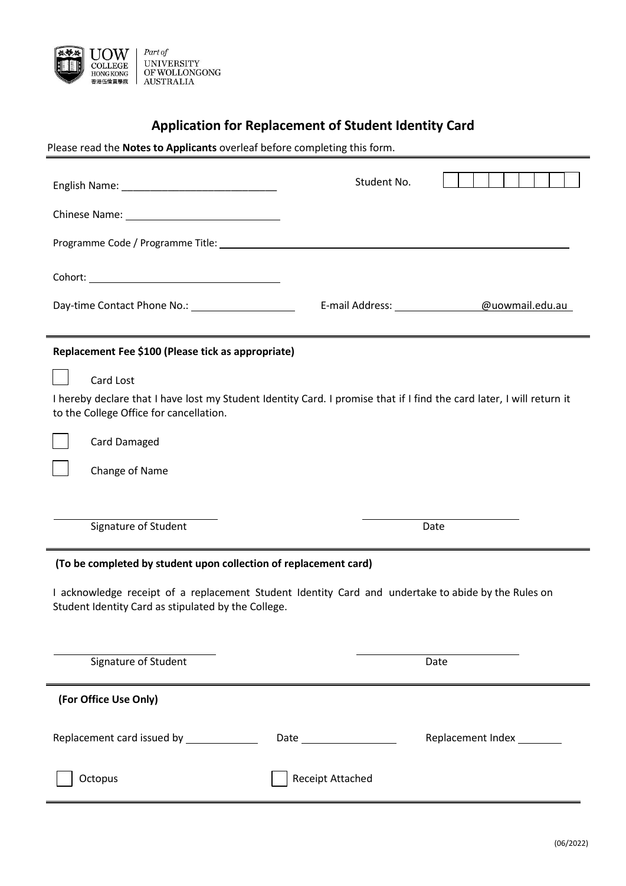UOW COLLEGE HONG KONG 香港伍倫貢學院 | Part of UNIVERSITY OF WOLLONGONG AUSTRALIA

# Application for Replacement of Student Identity Card

Please read the **Notes to Applicants** overleaf before completing this form.

English Name: ___________________________ Student No. ☐☐☐☐☐☐☐☐☐

Chinese Name: ___________________________

Programme Code / Programme Title: ___________________________

Cohort: ___________________________

Day-time Contact Phone No.: ___________________ E-mail Address: _______________@uowmail.edu.au

**Replacement Fee $100 (Please tick as appropriate)**

☐ Card Lost

I hereby declare that I have lost my Student Identity Card. I promise that if I find the card later, I will return it to the College Office for cancellation.

☐ Card Damaged

☐ Change of Name

_______________________ _______________________
Signature of Student Date

**(To be completed by student upon collection of replacement card)**

I acknowledge receipt of a replacement Student Identity Card and undertake to abide by the Rules on Student Identity Card as stipulated by the College.

_______________________ _______________________
Signature of Student Date

**(For Office Use Only)**

Replacement card issued by ____________ Date ________________ Replacement Index ________

☐ Octopus ☐ Receipt Attached

(06/2022)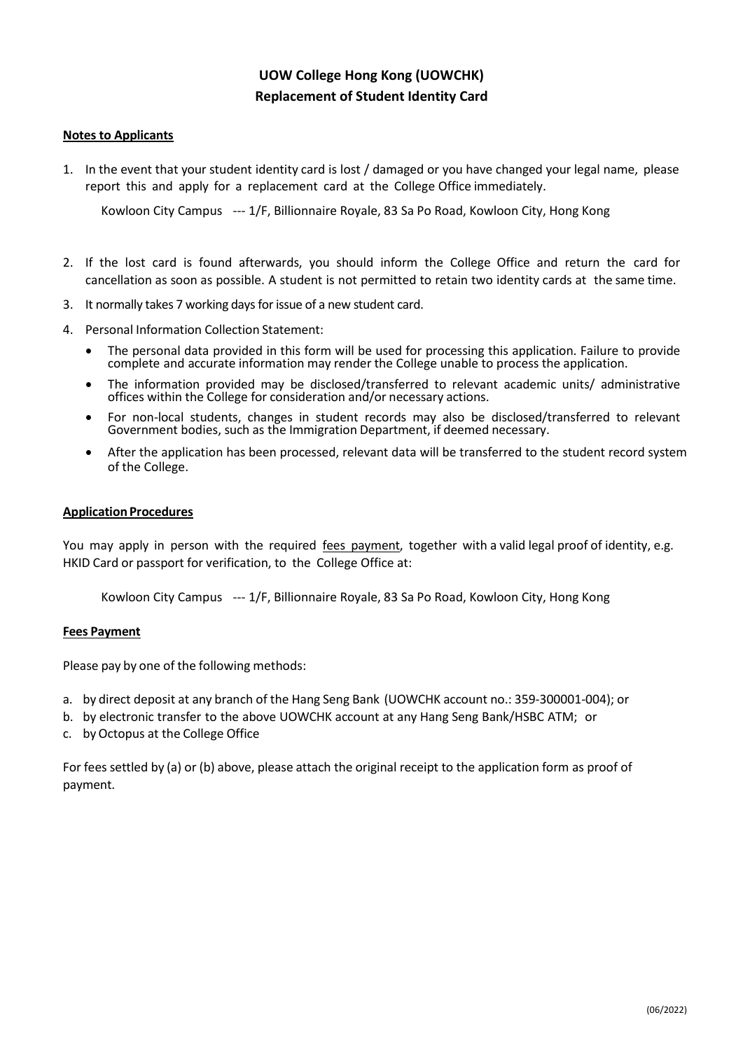# UOW College Hong Kong (UOWCHK)
## Replacement of Student Identity Card

**Notes to Applicants**

1. In the event that your student identity card is lost / damaged or you have changed your legal name, please report this and apply for a replacement card at the College Office immediately.

   Kowloon City Campus --- 1/F, Billionnaire Royale, 83 Sa Po Road, Kowloon City, Hong Kong

2. If the lost card is found afterwards, you should inform the College Office and return the card for cancellation as soon as possible. A student is not permitted to retain two identity cards at the same time.
3. It normally takes 7 working days for issue of a new student card.
4. Personal Information Collection Statement:
   - The personal data provided in this form will be used for processing this application. Failure to provide complete and accurate information may render the College unable to process the application.
   - The information provided may be disclosed/transferred to relevant academic units/ administrative offices within the College for consideration and/or necessary actions.
   - For non-local students, changes in student records may also be disclosed/transferred to relevant Government bodies, such as the Immigration Department, if deemed necessary.
   - After the application has been processed, relevant data will be transferred to the student record system of the College.

**Application Procedures**

You may apply in person with the required fees payment, together with a valid legal proof of identity, e.g. HKID Card or passport for verification, to the College Office at:

Kowloon City Campus --- 1/F, Billionnaire Royale, 83 Sa Po Road, Kowloon City, Hong Kong

**Fees Payment**

Please pay by one of the following methods:

a. by direct deposit at any branch of the Hang Seng Bank (UOWCHK account no.: 359-300001-004); or
b. by electronic transfer to the above UOWCHK account at any Hang Seng Bank/HSBC ATM; or
c. by Octopus at the College Office

For fees settled by (a) or (b) above, please attach the original receipt to the application form as proof of payment.

(06/2022)